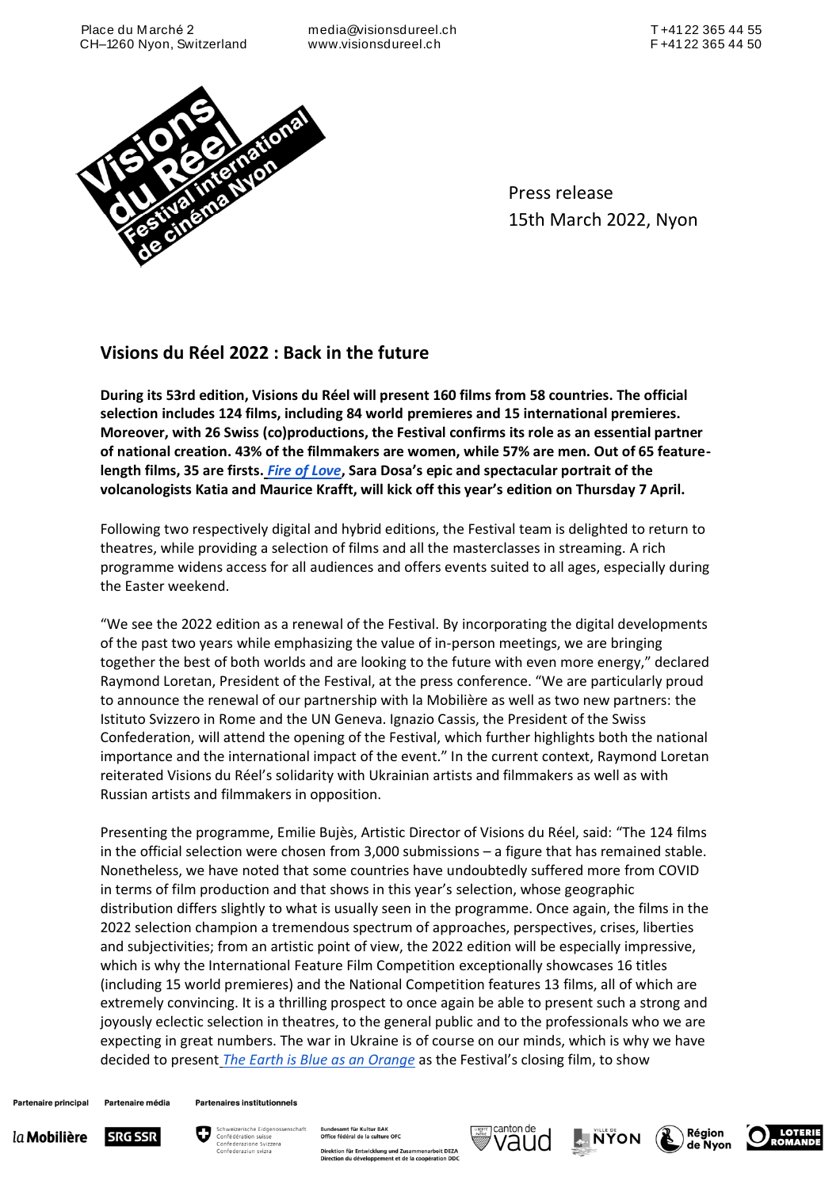Place du Marché 2
CH–1260 Nyon, Switzerland

media@visionsdureel.ch
www.visionsdureel.ch

T +41 22 365 44 55
F +41 22 365 44 50

Press release
15th March 2022, Nyon

## Visions du Réel 2022 : Back in the future

**During its 53rd edition, Visions du Réel will present 160 films from 58 countries. The official selection includes 124 films, including 84 world premieres and 15 international premieres. Moreover, with 26 Swiss (co)productions, the Festival confirms its role as an essential partner of national creation. 43% of the filmmakers are women, while 57% are men. Out of 65 feature-length films, 35 are firsts. *Fire of Love*, Sara Dosa's epic and spectacular portrait of the volcanologists Katia and Maurice Krafft, will kick off this year's edition on Thursday 7 April.**

Following two respectively digital and hybrid editions, the Festival team is delighted to return to theatres, while providing a selection of films and all the masterclasses in streaming. A rich programme widens access for all audiences and offers events suited to all ages, especially during the Easter weekend.

"We see the 2022 edition as a renewal of the Festival. By incorporating the digital developments of the past two years while emphasizing the value of in-person meetings, we are bringing together the best of both worlds and are looking to the future with even more energy," declared Raymond Loretan, President of the Festival, at the press conference. "We are particularly proud to announce the renewal of our partnership with la Mobilière as well as two new partners: the Istituto Svizzero in Rome and the UN Geneva. Ignazio Cassis, the President of the Swiss Confederation, will attend the opening of the Festival, which further highlights both the national importance and the international impact of the event." In the current context, Raymond Loretan reiterated Visions du Réel's solidarity with Ukrainian artists and filmmakers as well as with Russian artists and filmmakers in opposition.

Presenting the programme, Emilie Bujès, Artistic Director of Visions du Réel, said: "The 124 films in the official selection were chosen from 3,000 submissions – a figure that has remained stable. Nonetheless, we have noted that some countries have undoubtedly suffered more from COVID in terms of film production and that shows in this year's selection, whose geographic distribution differs slightly to what is usually seen in the programme. Once again, the films in the 2022 selection champion a tremendous spectrum of approaches, perspectives, crises, liberties and subjectivities; from an artistic point of view, the 2022 edition will be especially impressive, which is why the International Feature Film Competition exceptionally showcases 16 titles (including 15 world premieres) and the National Competition features 13 films, all of which are extremely convincing. It is a thrilling prospect to once again be able to present such a strong and joyously eclectic selection in theatres, to the general public and to the professionals who we are expecting in great numbers. The war in Ukraine is of course on our minds, which is why we have decided to present *The Earth is Blue as an Orange* as the Festival's closing film, to show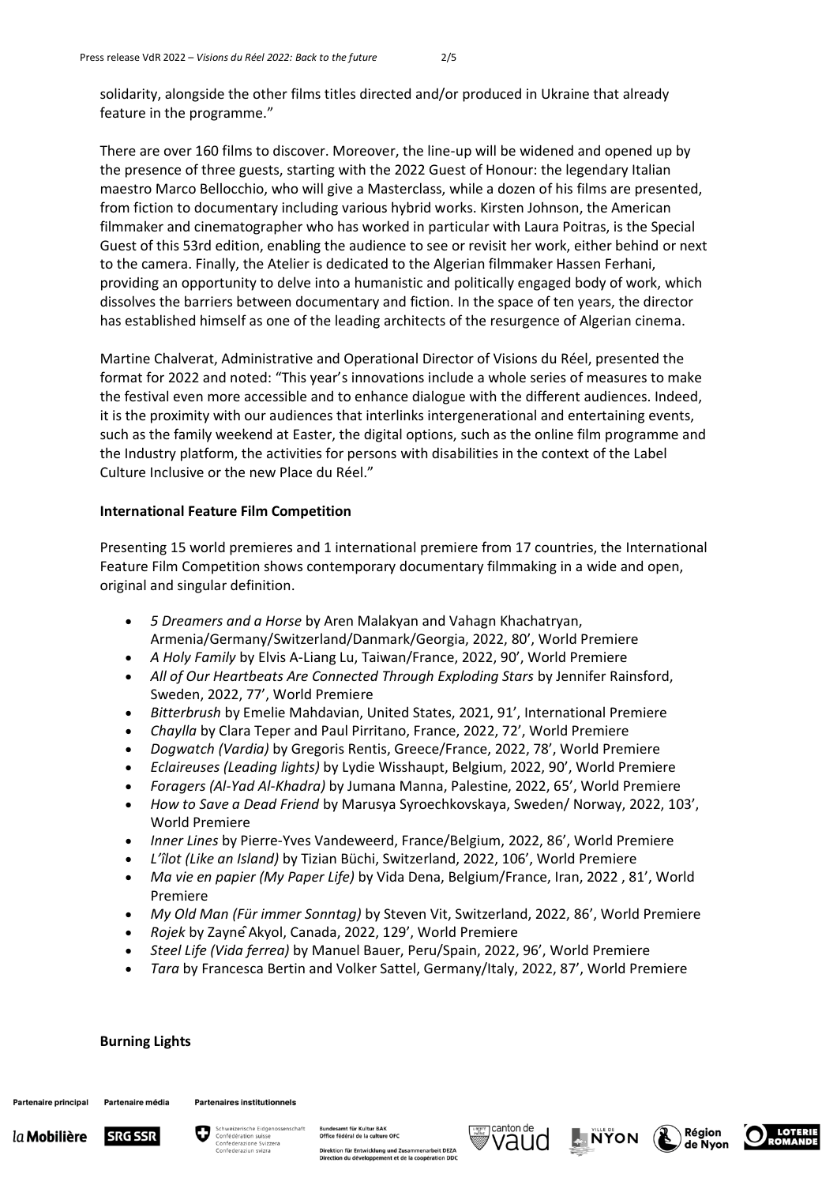solidarity, alongside the other films titles directed and/or produced in Ukraine that already feature in the programme."

There are over 160 films to discover. Moreover, the line-up will be widened and opened up by the presence of three guests, starting with the 2022 Guest of Honour: the legendary Italian maestro Marco Bellocchio, who will give a Masterclass, while a dozen of his films are presented, from fiction to documentary including various hybrid works. Kirsten Johnson, the American filmmaker and cinematographer who has worked in particular with Laura Poitras, is the Special Guest of this 53rd edition, enabling the audience to see or revisit her work, either behind or next to the camera. Finally, the Atelier is dedicated to the Algerian filmmaker Hassen Ferhani, providing an opportunity to delve into a humanistic and politically engaged body of work, which dissolves the barriers between documentary and fiction. In the space of ten years, the director has established himself as one of the leading architects of the resurgence of Algerian cinema.

Martine Chalverat, Administrative and Operational Director of Visions du Réel, presented the format for 2022 and noted: "This year's innovations include a whole series of measures to make the festival even more accessible and to enhance dialogue with the different audiences. Indeed, it is the proximity with our audiences that interlinks intergenerational and entertaining events, such as the family weekend at Easter, the digital options, such as the online film programme and the Industry platform, the activities for persons with disabilities in the context of the Label Culture Inclusive or the new Place du Réel."

**International Feature Film Competition**

Presenting 15 world premieres and 1 international premiere from 17 countries, the International Feature Film Competition shows contemporary documentary filmmaking in a wide and open, original and singular definition.

- *5 Dreamers and a Horse* by Aren Malakyan and Vahagn Khachatryan, Armenia/Germany/Switzerland/Danmark/Georgia, 2022, 80', World Premiere
- *A Holy Family* by Elvis A-Liang Lu, Taiwan/France, 2022, 90', World Premiere
- *All of Our Heartbeats Are Connected Through Exploding Stars* by Jennifer Rainsford, Sweden, 2022, 77', World Premiere
- *Bitterbrush* by Emelie Mahdavian, United States, 2021, 91', International Premiere
- *Chaylla* by Clara Teper and Paul Pirritano, France, 2022, 72', World Premiere
- *Dogwatch (Vardia)* by Gregoris Rentis, Greece/France, 2022, 78', World Premiere
- *Eclaireuses (Leading lights)* by Lydie Wisshaupt, Belgium, 2022, 90', World Premiere
- *Foragers (Al-Yad Al-Khadra)* by Jumana Manna, Palestine, 2022, 65', World Premiere
- *How to Save a Dead Friend* by Marusya Syroechkovskaya, Sweden/ Norway, 2022, 103', World Premiere
- *Inner Lines* by Pierre-Yves Vandeweerd, France/Belgium, 2022, 86', World Premiere
- *L'îlot (Like an Island)* by Tizian Büchi, Switzerland, 2022, 106', World Premiere
- *Ma vie en papier (My Paper Life)* by Vida Dena, Belgium/France, Iran, 2022 , 81', World Premiere
- *My Old Man (Für immer Sonntag)* by Steven Vit, Switzerland, 2022, 86', World Premiere
- *Rojek* by Zaynê Akyol, Canada, 2022, 129', World Premiere
- *Steel Life (Vida ferrea)* by Manuel Bauer, Peru/Spain, 2022, 96', World Premiere
- *Tara* by Francesca Bertin and Volker Sattel, Germany/Italy, 2022, 87', World Premiere

**Burning Lights**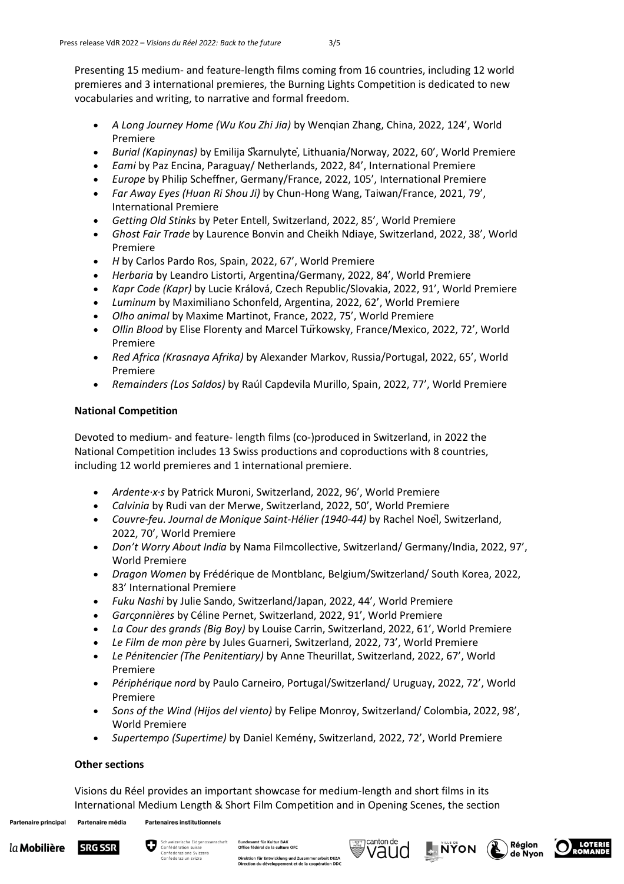Presenting 15 medium- and feature-length films coming from 16 countries, including 12 world premieres and 3 international premieres, the Burning Lights Competition is dedicated to new vocabularies and writing, to narrative and formal freedom.

- *A Long Journey Home (Wu Kou Zhi Jia)* by Wenqian Zhang, China, 2022, 124', World Premiere
- *Burial (Kapinynas)* by Emilija Škarnulytė, Lithuania/Norway, 2022, 60', World Premiere
- *Eami* by Paz Encina, Paraguay/ Netherlands, 2022, 84', International Premiere
- *Europe* by Philip Scheffner, Germany/France, 2022, 105', International Premiere
- *Far Away Eyes (Huan Ri Shou Ji)* by Chun-Hong Wang, Taiwan/France, 2021, 79', International Premiere
- *Getting Old Stinks* by Peter Entell, Switzerland, 2022, 85', World Premiere
- *Ghost Fair Trade* by Laurence Bonvin and Cheikh Ndiaye, Switzerland, 2022, 38', World Premiere
- *H* by Carlos Pardo Ros, Spain, 2022, 67', World Premiere
- *Herbaria* by Leandro Listorti, Argentina/Germany, 2022, 84', World Premiere
- *Kapr Code (Kapr)* by Lucie Králová, Czech Republic/Slovakia, 2022, 91', World Premiere
- *Luminum* by Maximiliano Schonfeld, Argentina, 2022, 62', World Premiere
- *Olho animal* by Maxime Martinot, France, 2022, 75', World Premiere
- *Ollin Blood* by Elise Florenty and Marcel Türkowsky, France/Mexico, 2022, 72', World Premiere
- *Red Africa (Krasnaya Afrika)* by Alexander Markov, Russia/Portugal, 2022, 65', World Premiere
- *Remainders (Los Saldos)* by Raúl Capdevila Murillo, Spain, 2022, 77', World Premiere

**National Competition**

Devoted to medium- and feature- length films (co-)produced in Switzerland, in 2022 the National Competition includes 13 Swiss productions and coproductions with 8 countries, including 12 world premieres and 1 international premiere.

- *Ardente·x·s* by Patrick Muroni, Switzerland, 2022, 96', World Premiere
- *Calvinia* by Rudi van der Merwe, Switzerland, 2022, 50', World Premiere
- *Couvre-feu. Journal de Monique Saint-Hélier (1940-44)* by Rachel Noël, Switzerland, 2022, 70', World Premiere
- *Don't Worry About India* by Nama Filmcollective, Switzerland/ Germany/India, 2022, 97', World Premiere
- *Dragon Women* by Frédérique de Montblanc, Belgium/Switzerland/ South Korea, 2022, 83' International Premiere
- *Fuku Nashi* by Julie Sando, Switzerland/Japan, 2022, 44', World Premiere
- *Garçonnières* by Céline Pernet, Switzerland, 2022, 91', World Premiere
- *La Cour des grands (Big Boy)* by Louise Carrin, Switzerland, 2022, 61', World Premiere
- *Le Film de mon père* by Jules Guarneri, Switzerland, 2022, 73', World Premiere
- *Le Pénitencier (The Penitentiary)* by Anne Theurillat, Switzerland, 2022, 67', World Premiere
- *Périphérique nord* by Paulo Carneiro, Portugal/Switzerland/ Uruguay, 2022, 72', World Premiere
- *Sons of the Wind (Hijos del viento)* by Felipe Monroy, Switzerland/ Colombia, 2022, 98', World Premiere
- *Supertempo (Supertime)* by Daniel Kemény, Switzerland, 2022, 72', World Premiere

**Other sections**

Visions du Réel provides an important showcase for medium-length and short films in its International Medium Length & Short Film Competition and in Opening Scenes, the section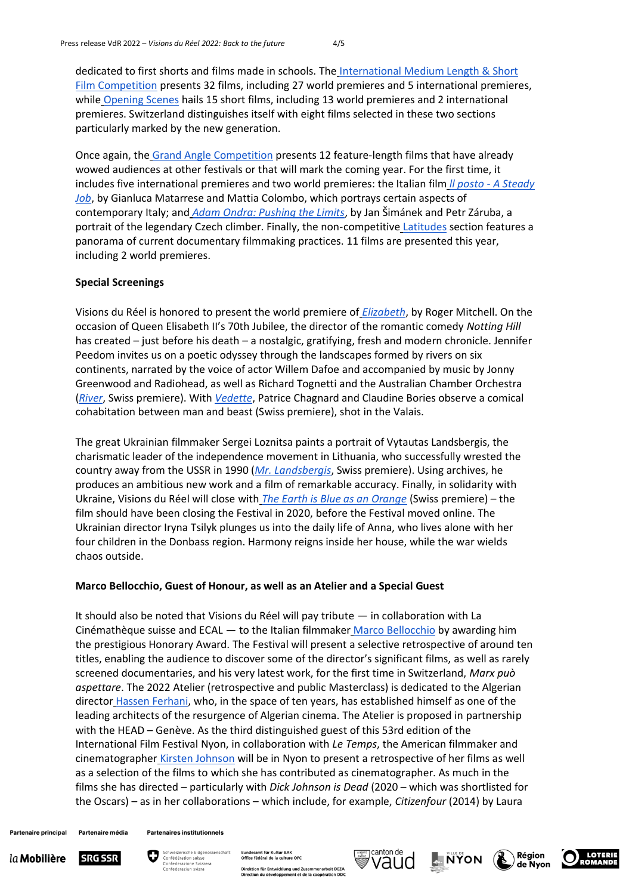dedicated to first shorts and films made in schools. The International Medium Length & Short Film Competition presents 32 films, including 27 world premieres and 5 international premieres, while Opening Scenes hails 15 short films, including 13 world premieres and 2 international premieres. Switzerland distinguishes itself with eight films selected in these two sections particularly marked by the new generation.

Once again, the Grand Angle Competition presents 12 feature-length films that have already wowed audiences at other festivals or that will mark the coming year. For the first time, it includes five international premieres and two world premieres: the Italian film *Il posto - A Steady Job*, by Gianluca Matarrese and Mattia Colombo, which portrays certain aspects of contemporary Italy; and *Adam Ondra: Pushing the Limits*, by Jan Šimánek and Petr Záruba, a portrait of the legendary Czech climber. Finally, the non-competitive Latitudes section features a panorama of current documentary filmmaking practices. 11 films are presented this year, including 2 world premieres.

**Special Screenings**

Visions du Réel is honored to present the world premiere of *Elizabeth*, by Roger Mitchell. On the occasion of Queen Elisabeth II's 70th Jubilee, the director of the romantic comedy *Notting Hill* has created – just before his death – a nostalgic, gratifying, fresh and modern chronicle. Jennifer Peedom invites us on a poetic odyssey through the landscapes formed by rivers on six continents, narrated by the voice of actor Willem Dafoe and accompanied by music by Jonny Greenwood and Radiohead, as well as Richard Tognetti and the Australian Chamber Orchestra (*River*, Swiss premiere). With *Vedette*, Patrice Chagnard and Claudine Bories observe a comical cohabitation between man and beast (Swiss premiere), shot in the Valais.

The great Ukrainian filmmaker Sergei Loznitsa paints a portrait of Vytautas Landsbergis, the charismatic leader of the independence movement in Lithuania, who successfully wrested the country away from the USSR in 1990 (*Mr. Landsbergis*, Swiss premiere). Using archives, he produces an ambitious new work and a film of remarkable accuracy. Finally, in solidarity with Ukraine, Visions du Réel will close with *The Earth is Blue as an Orange* (Swiss premiere) – the film should have been closing the Festival in 2020, before the Festival moved online. The Ukrainian director Iryna Tsilyk plunges us into the daily life of Anna, who lives alone with her four children in the Donbass region. Harmony reigns inside her house, while the war wields chaos outside.

**Marco Bellocchio, Guest of Honour, as well as an Atelier and a Special Guest**

It should also be noted that Visions du Réel will pay tribute — in collaboration with La Cinémathèque suisse and ECAL — to the Italian filmmaker Marco Bellocchio by awarding him the prestigious Honorary Award. The Festival will present a selective retrospective of around ten titles, enabling the audience to discover some of the director's significant films, as well as rarely screened documentaries, and his very latest work, for the first time in Switzerland, *Marx può aspettare*. The 2022 Atelier (retrospective and public Masterclass) is dedicated to the Algerian director Hassen Ferhani, who, in the space of ten years, has established himself as one of the leading architects of the resurgence of Algerian cinema. The Atelier is proposed in partnership with the HEAD – Genève. As the third distinguished guest of this 53rd edition of the International Film Festival Nyon, in collaboration with *Le Temps*, the American filmmaker and cinematographer Kirsten Johnson will be in Nyon to present a retrospective of her films as well as a selection of the films to which she has contributed as cinematographer. As much in the films she has directed – particularly with *Dick Johnson is Dead* (2020 – which was shortlisted for the Oscars) – as in her collaborations – which include, for example, *Citizenfour* (2014) by Laura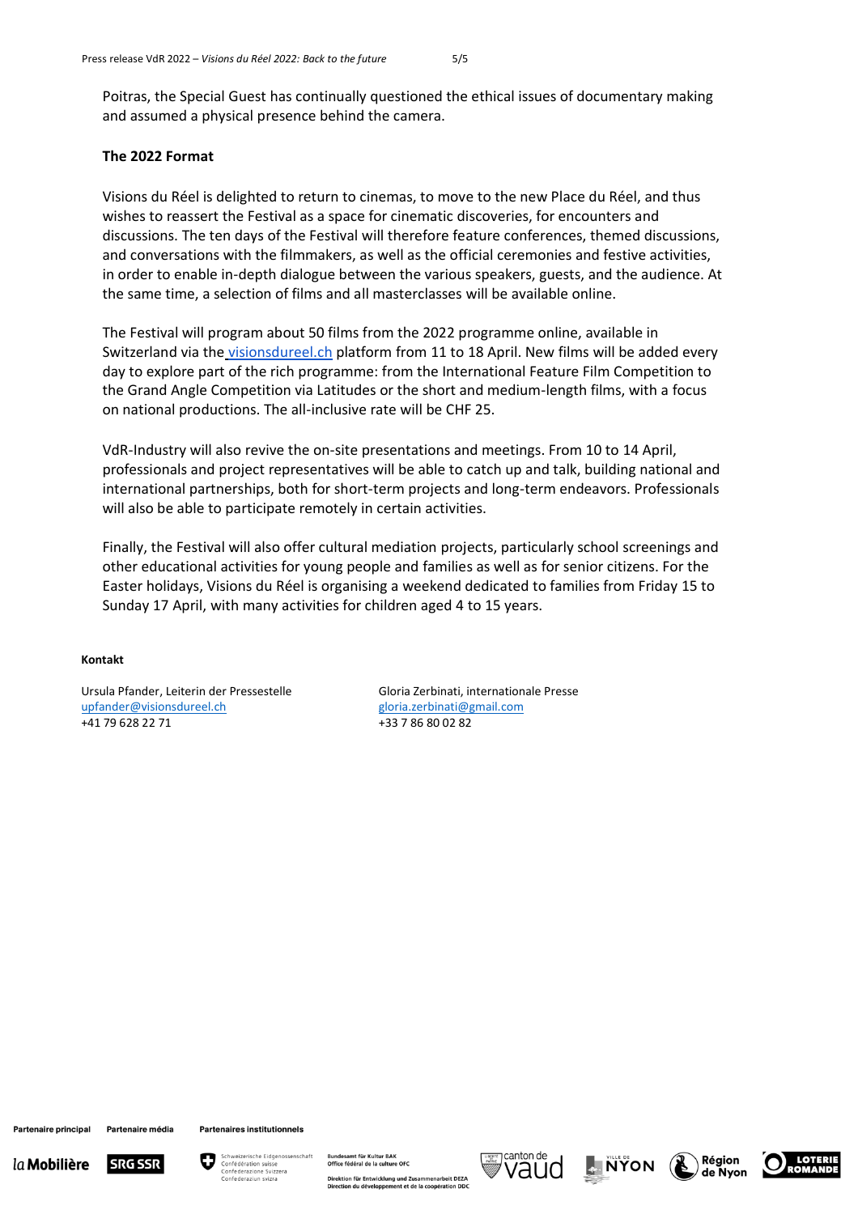Poitras, the Special Guest has continually questioned the ethical issues of documentary making and assumed a physical presence behind the camera.

**The 2022 Format**

Visions du Réel is delighted to return to cinemas, to move to the new Place du Réel, and thus wishes to reassert the Festival as a space for cinematic discoveries, for encounters and discussions. The ten days of the Festival will therefore feature conferences, themed discussions, and conversations with the filmmakers, as well as the official ceremonies and festive activities, in order to enable in-depth dialogue between the various speakers, guests, and the audience. At the same time, a selection of films and all masterclasses will be available online.

The Festival will program about 50 films from the 2022 programme online, available in Switzerland via the visionsdureel.ch platform from 11 to 18 April. New films will be added every day to explore part of the rich programme: from the International Feature Film Competition to the Grand Angle Competition via Latitudes or the short and medium-length films, with a focus on national productions. The all-inclusive rate will be CHF 25.

VdR-Industry will also revive the on-site presentations and meetings. From 10 to 14 April, professionals and project representatives will be able to catch up and talk, building national and international partnerships, both for short-term projects and long-term endeavors. Professionals will also be able to participate remotely in certain activities.

Finally, the Festival will also offer cultural mediation projects, particularly school screenings and other educational activities for young people and families as well as for senior citizens. For the Easter holidays, Visions du Réel is organising a weekend dedicated to families from Friday 15 to Sunday 17 April, with many activities for children aged 4 to 15 years.

**Kontakt**

Ursula Pfander, Leiterin der Pressestelle
upfander@visionsdureel.ch
+41 79 628 22 71

Gloria Zerbinati, internationale Presse
gloria.zerbinati@gmail.com
+33 7 86 80 02 82

Partenaire principal — la Mobilière
Partenaire média — SRG SSR
Partenaires institutionnels — Schweizerische Eidgenossenschaft / Confédération suisse / Confederazione Svizzera / Confederaziun svizra; Bundesamt für Kultur BAK / Office fédéral de la culture OFC; Direktion für Entwicklung und Zusammenarbeit DEZA / Direction du développement et de la coopération DDC; canton de Vaud; Ville de Nyon; Région de Nyon; Loterie Romande